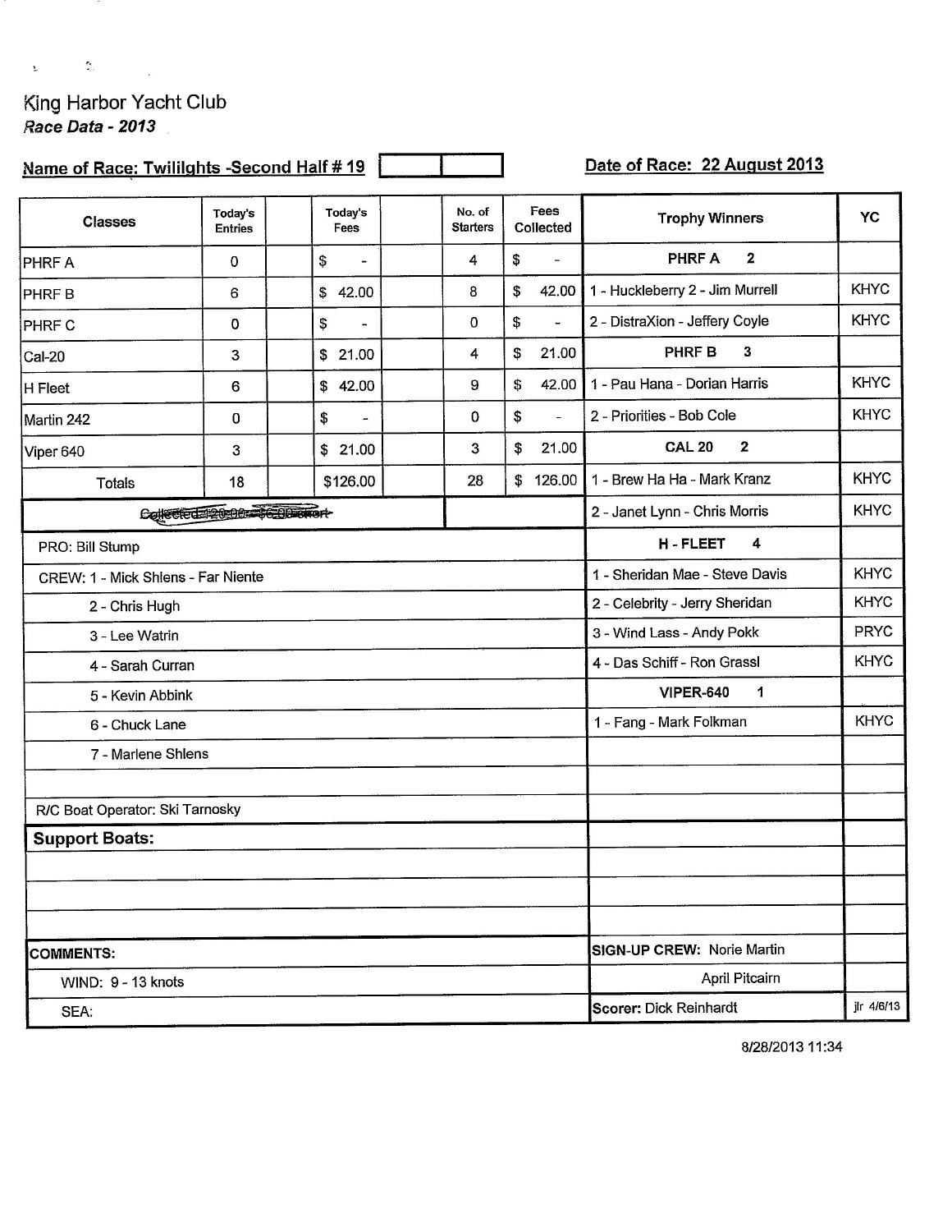King Harbor Yacht Club
*Race Data - 2013*

**Name of Race: Twililghts -Second Half # 19** | **Date of Race: 22 August 2013**

| Classes | Today's Entries | | Today's Fees | | No. of Starters | Fees Collected | Trophy Winners | YC |
|---|---|---|---|---|---|---|---|---|
| PHRF A | 0 | | $ - | | 4 | $ - | **PHRF A 2** | |
| PHRF B | 6 | | $ 42.00 | | 8 | $ 42.00 | 1 - Huckleberry 2 - Jim Murrell | KHYC |
| PHRF C | 0 | | $ - | | 0 | $ - | 2 - DistraXion - Jeffery Coyle | KHYC |
| Cal-20 | 3 | | $ 21.00 | | 4 | $ 21.00 | **PHRF B 3** | |
| H Fleet | 6 | | $ 42.00 | | 9 | $ 42.00 | 1 - Pau Hana - Dorian Harris | KHYC |
| Martin 242 | 0 | | $ - | | 0 | $ - | 2 - Priorities - Bob Cole | KHYC |
| Viper 640 | 3 | | $ 21.00 | | 3 | $ 21.00 | **CAL 20 2** | |
| Totals | 18 | | $126.00 | | 28 | $ 126.00 | 1 - Brew Ha Ha - Mark Kranz | KHYC |
| ~~Collected $120.00 = $6.00 short~~ | | | | | | | 2 - Janet Lynn - Chris Morris | KHYC |
| PRO: Bill Stump | | | | | | | **H - FLEET 4** | |
| CREW: 1 - Mick Shlens - Far Niente | | | | | | | 1 - Sheridan Mae - Steve Davis | KHYC |
| 2 - Chris Hugh | | | | | | | 2 - Celebrity - Jerry Sheridan | KHYC |
| 3 - Lee Watrin | | | | | | | 3 - Wind Lass - Andy Pokk | PRYC |
| 4 - Sarah Curran | | | | | | | 4 - Das Schiff - Ron Grassl | KHYC |
| 5 - Kevin Abbink | | | | | | | **VIPER-640 1** | |
| 6 - Chuck Lane | | | | | | | 1 - Fang - Mark Folkman | KHYC |
| 7 - Marlene Shlens | | | | | | | | |
| | | | | | | | | |
| R/C Boat Operator: Ski Tarnosky | | | | | | | | |
| **Support Boats:** | | | | | | | | |
| | | | | | | | | |
| | | | | | | | | |
| | | | | | | | | |
| **COMMENTS:** | | | | | | | **SIGN-UP CREW:** Norie Martin | |
| WIND: 9 - 13 knots | | | | | | | April Pitcairn | |
| SEA: | | | | | | | **Scorer:** Dick Reinhardt | jlr 4/6/13 |

8/28/2013 11:34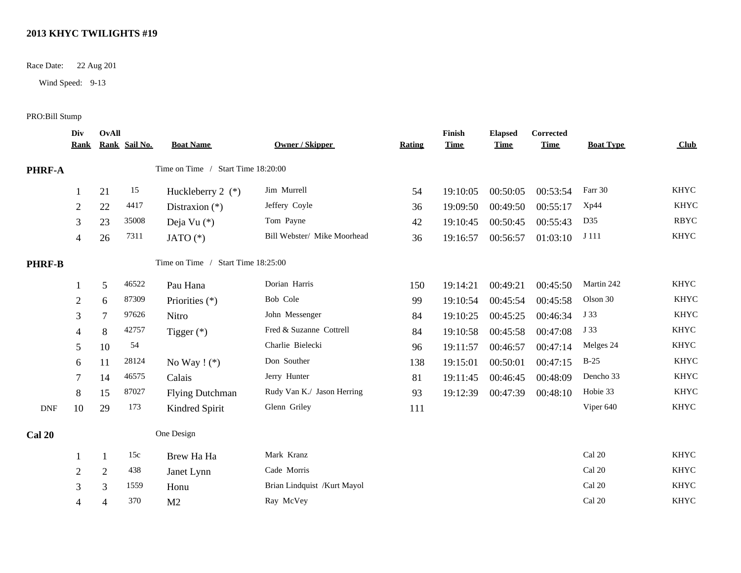# 2013 KHYC TWILIGHTS #19

Race Date: 22 Aug 201

Wind Speed: 9-13

PRO:Bill Stump

| | Div Rank | OvAll Rank | Sail No. | Boat Name | Owner / Skipper | Rating | Finish Time | Elapsed Time | Corrected Time | Boat Type | Club |
|---|---|---|---|---|---|---|---|---|---|---|---|
| **PHRF-A** | | | | Time on Time / Start Time 18:20:00 | | | | | | | |
| | 1 | 21 | 15 | Huckleberry 2 (*) | Jim Murrell | 54 | 19:10:05 | 00:50:05 | 00:53:54 | Farr 30 | KHYC |
| | 2 | 22 | 4417 | Distraxion (*) | Jeffery Coyle | 36 | 19:09:50 | 00:49:50 | 00:55:17 | Xp44 | KHYC |
| | 3 | 23 | 35008 | Deja Vu (*) | Tom Payne | 42 | 19:10:45 | 00:50:45 | 00:55:43 | D35 | RBYC |
| | 4 | 26 | 7311 | JATO (*) | Bill Webster/ Mike Moorhead | 36 | 19:16:57 | 00:56:57 | 01:03:10 | J 111 | KHYC |
| **PHRF-B** | | | | Time on Time / Start Time 18:25:00 | | | | | | | |
| | 1 | 5 | 46522 | Pau Hana | Dorian Harris | 150 | 19:14:21 | 00:49:21 | 00:45:50 | Martin 242 | KHYC |
| | 2 | 6 | 87309 | Priorities (*) | Bob Cole | 99 | 19:10:54 | 00:45:54 | 00:45:58 | Olson 30 | KHYC |
| | 3 | 7 | 97626 | Nitro | John Messenger | 84 | 19:10:25 | 00:45:25 | 00:46:34 | J 33 | KHYC |
| | 4 | 8 | 42757 | Tigger (*) | Fred & Suzanne Cottrell | 84 | 19:10:58 | 00:45:58 | 00:47:08 | J 33 | KHYC |
| | 5 | 10 | 54 | | Charlie Bielecki | 96 | 19:11:57 | 00:46:57 | 00:47:14 | Melges 24 | KHYC |
| | 6 | 11 | 28124 | No Way ! (*) | Don Souther | 138 | 19:15:01 | 00:50:01 | 00:47:15 | B-25 | KHYC |
| | 7 | 14 | 46575 | Calais | Jerry Hunter | 81 | 19:11:45 | 00:46:45 | 00:48:09 | Dencho 33 | KHYC |
| | 8 | 15 | 87027 | Flying Dutchman | Rudy Van K./ Jason Herring | 93 | 19:12:39 | 00:47:39 | 00:48:10 | Hobie 33 | KHYC |
| DNF | 10 | 29 | 173 | Kindred Spirit | Glenn Griley | 111 | | | | Viper 640 | KHYC |
| **Cal 20** | | | | One Design | | | | | | | |
| | 1 | 1 | 15c | Brew Ha Ha | Mark Kranz | | | | | Cal 20 | KHYC |
| | 2 | 2 | 438 | Janet Lynn | Cade Morris | | | | | Cal 20 | KHYC |
| | 3 | 3 | 1559 | Honu | Brian Lindquist /Kurt Mayol | | | | | Cal 20 | KHYC |
| | 4 | 4 | 370 | M2 | Ray McVey | | | | | Cal 20 | KHYC |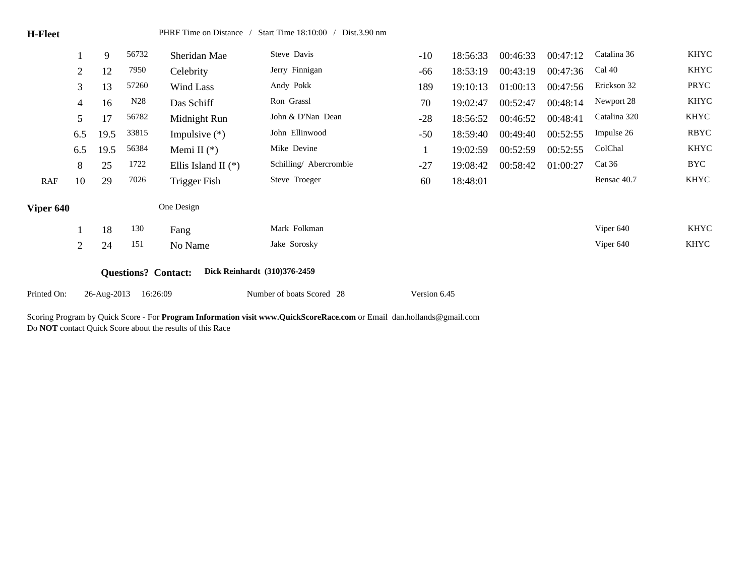**H-Fleet** PHRF Time on Distance / Start Time 18:10:00 / Dist.3.90 nm

| | | | | | | | | | | | |
|---|---|---|---|---|---|---|---|---|---|---|---|
| | 1 | 9 | 56732 | Sheridan Mae | Steve Davis | -10 | 18:56:33 | 00:46:33 | 00:47:12 | Catalina 36 | KHYC |
| | 2 | 12 | 7950 | Celebrity | Jerry Finnigan | -66 | 18:53:19 | 00:43:19 | 00:47:36 | Cal 40 | KHYC |
| | 3 | 13 | 57260 | Wind Lass | Andy Pokk | 189 | 19:10:13 | 01:00:13 | 00:47:56 | Erickson 32 | PRYC |
| | 4 | 16 | N28 | Das Schiff | Ron Grassl | 70 | 19:02:47 | 00:52:47 | 00:48:14 | Newport 28 | KHYC |
| | 5 | 17 | 56782 | Midnight Run | John & D'Nan Dean | -28 | 18:56:52 | 00:46:52 | 00:48:41 | Catalina 320 | KHYC |
| | 6.5 | 19.5 | 33815 | Impulsive (*) | John Ellinwood | -50 | 18:59:40 | 00:49:40 | 00:52:55 | Impulse 26 | RBYC |
| | 6.5 | 19.5 | 56384 | Memi II (*) | Mike Devine | 1 | 19:02:59 | 00:52:59 | 00:52:55 | ColChal | KHYC |
| | 8 | 25 | 1722 | Ellis Island II (*) | Schilling/ Abercrombie | -27 | 19:08:42 | 00:58:42 | 01:00:27 | Cat 36 | BYC |
| RAF | 10 | 29 | 7026 | Trigger Fish | Steve Troeger | 60 | 18:48:01 | | | Bensac 40.7 | KHYC |

**Viper 640** One Design

| | | | | | | |
|---|---|---|---|---|---|---|
| 1 | 18 | 130 | Fang | Mark Folkman | Viper 640 | KHYC |
| 2 | 24 | 151 | No Name | Jake Sorosky | Viper 640 | KHYC |

**Questions? Contact:** **Dick Reinhardt (310)376-2459**

Printed On: 26-Aug-2013 16:26:09 Number of boats Scored 28 Version 6.45

Scoring Program by Quick Score - For **Program Information visit www.QuickScoreRace.com** or Email dan.hollands@gmail.com
Do **NOT** contact Quick Score about the results of this Race